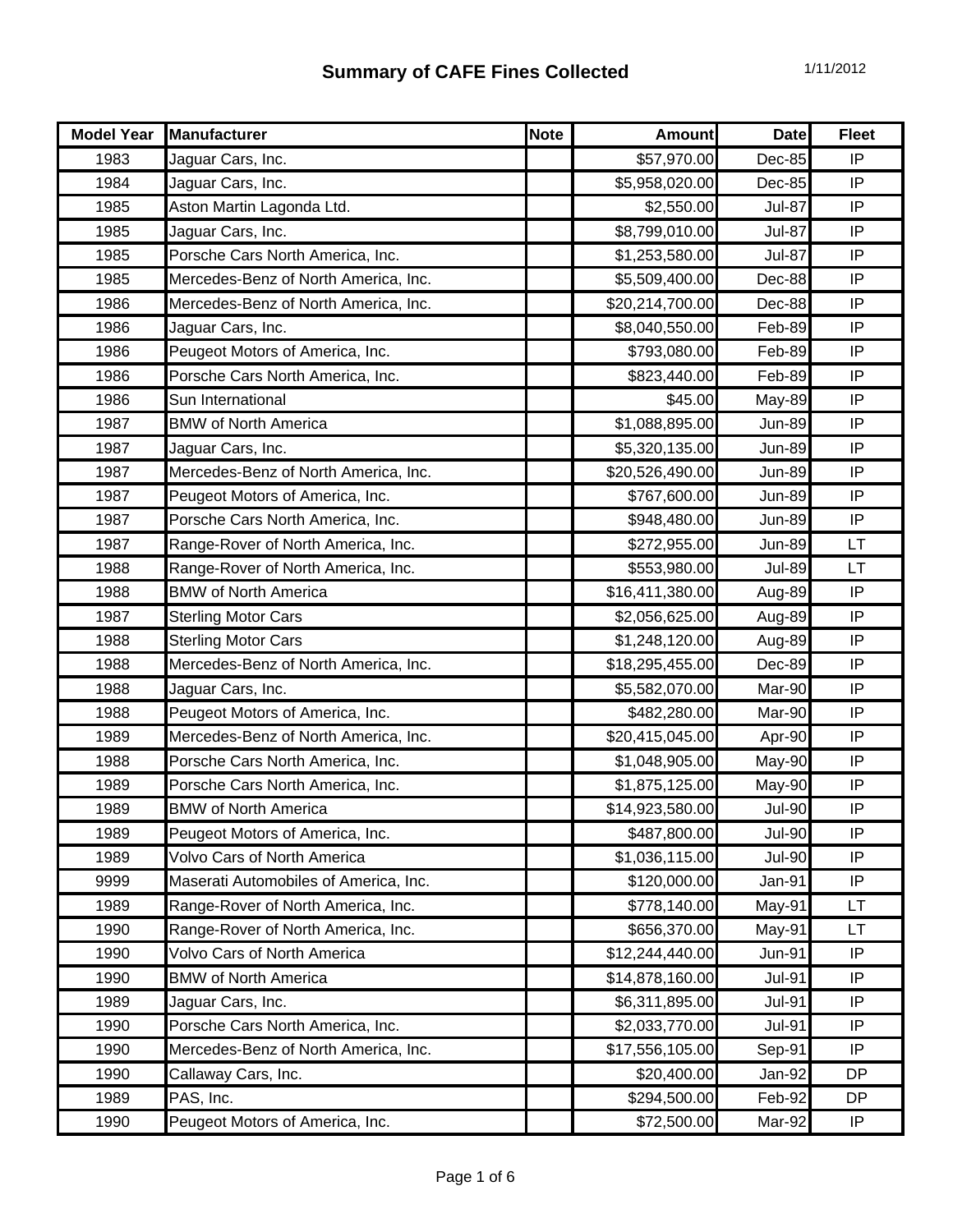# Summary of CAFE Fines Collected

1/11/2012

| Model Year | Manufacturer | Note | Amount | Date | Fleet |
|---|---|---|---|---|---|
| 1983 | Jaguar Cars, Inc. | | $57,970.00 | Dec-85 | IP |
| 1984 | Jaguar Cars, Inc. | | $5,958,020.00 | Dec-85 | IP |
| 1985 | Aston Martin Lagonda Ltd. | | $2,550.00 | Jul-87 | IP |
| 1985 | Jaguar Cars, Inc. | | $8,799,010.00 | Jul-87 | IP |
| 1985 | Porsche Cars North America, Inc. | | $1,253,580.00 | Jul-87 | IP |
| 1985 | Mercedes-Benz of North America, Inc. | | $5,509,400.00 | Dec-88 | IP |
| 1986 | Mercedes-Benz of North America, Inc. | | $20,214,700.00 | Dec-88 | IP |
| 1986 | Jaguar Cars, Inc. | | $8,040,550.00 | Feb-89 | IP |
| 1986 | Peugeot Motors of America, Inc. | | $793,080.00 | Feb-89 | IP |
| 1986 | Porsche Cars North America, Inc. | | $823,440.00 | Feb-89 | IP |
| 1986 | Sun International | | $45.00 | May-89 | IP |
| 1987 | BMW of North America | | $1,088,895.00 | Jun-89 | IP |
| 1987 | Jaguar Cars, Inc. | | $5,320,135.00 | Jun-89 | IP |
| 1987 | Mercedes-Benz of North America, Inc. | | $20,526,490.00 | Jun-89 | IP |
| 1987 | Peugeot Motors of America, Inc. | | $767,600.00 | Jun-89 | IP |
| 1987 | Porsche Cars North America, Inc. | | $948,480.00 | Jun-89 | IP |
| 1987 | Range-Rover of North America, Inc. | | $272,955.00 | Jun-89 | LT |
| 1988 | Range-Rover of North America, Inc. | | $553,980.00 | Jul-89 | LT |
| 1988 | BMW of North America | | $16,411,380.00 | Aug-89 | IP |
| 1987 | Sterling Motor Cars | | $2,056,625.00 | Aug-89 | IP |
| 1988 | Sterling Motor Cars | | $1,248,120.00 | Aug-89 | IP |
| 1988 | Mercedes-Benz of North America, Inc. | | $18,295,455.00 | Dec-89 | IP |
| 1988 | Jaguar Cars, Inc. | | $5,582,070.00 | Mar-90 | IP |
| 1988 | Peugeot Motors of America, Inc. | | $482,280.00 | Mar-90 | IP |
| 1989 | Mercedes-Benz of North America, Inc. | | $20,415,045.00 | Apr-90 | IP |
| 1988 | Porsche Cars North America, Inc. | | $1,048,905.00 | May-90 | IP |
| 1989 | Porsche Cars North America, Inc. | | $1,875,125.00 | May-90 | IP |
| 1989 | BMW of North America | | $14,923,580.00 | Jul-90 | IP |
| 1989 | Peugeot Motors of America, Inc. | | $487,800.00 | Jul-90 | IP |
| 1989 | Volvo Cars of North America | | $1,036,115.00 | Jul-90 | IP |
| 9999 | Maserati Automobiles of America, Inc. | | $120,000.00 | Jan-91 | IP |
| 1989 | Range-Rover of North America, Inc. | | $778,140.00 | May-91 | LT |
| 1990 | Range-Rover of North America, Inc. | | $656,370.00 | May-91 | LT |
| 1990 | Volvo Cars of North America | | $12,244,440.00 | Jun-91 | IP |
| 1990 | BMW of North America | | $14,878,160.00 | Jul-91 | IP |
| 1989 | Jaguar Cars, Inc. | | $6,311,895.00 | Jul-91 | IP |
| 1990 | Porsche Cars North America, Inc. | | $2,033,770.00 | Jul-91 | IP |
| 1990 | Mercedes-Benz of North America, Inc. | | $17,556,105.00 | Sep-91 | IP |
| 1990 | Callaway Cars, Inc. | | $20,400.00 | Jan-92 | DP |
| 1989 | PAS, Inc. | | $294,500.00 | Feb-92 | DP |
| 1990 | Peugeot Motors of America, Inc. | | $72,500.00 | Mar-92 | IP |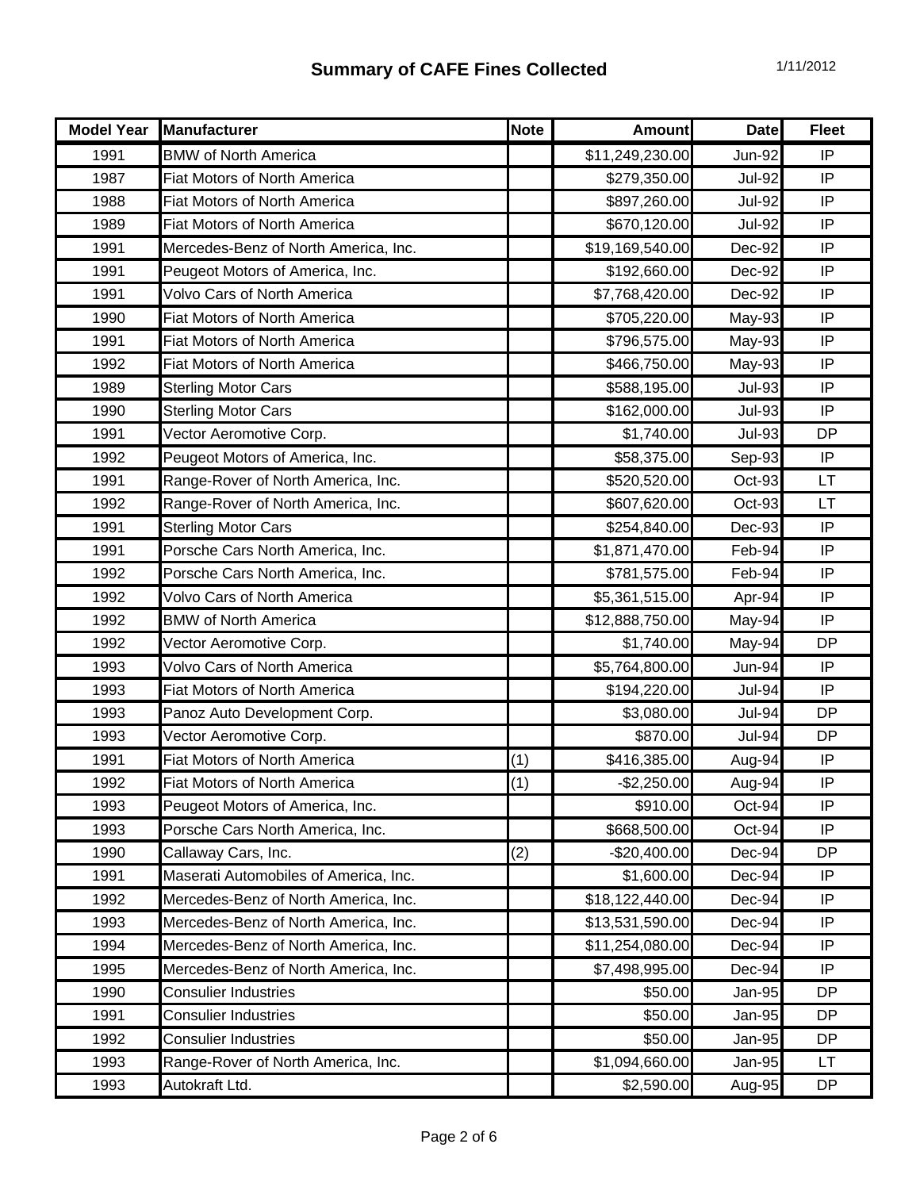# Summary of CAFE Fines Collected

1/11/2012

| Model Year | Manufacturer | Note | Amount | Date | Fleet |
|---|---|---|---|---|---|
| 1991 | BMW of North America | | $11,249,230.00 | Jun-92 | IP |
| 1987 | Fiat Motors of North America | | $279,350.00 | Jul-92 | IP |
| 1988 | Fiat Motors of North America | | $897,260.00 | Jul-92 | IP |
| 1989 | Fiat Motors of North America | | $670,120.00 | Jul-92 | IP |
| 1991 | Mercedes-Benz of North America, Inc. | | $19,169,540.00 | Dec-92 | IP |
| 1991 | Peugeot Motors of America, Inc. | | $192,660.00 | Dec-92 | IP |
| 1991 | Volvo Cars of North America | | $7,768,420.00 | Dec-92 | IP |
| 1990 | Fiat Motors of North America | | $705,220.00 | May-93 | IP |
| 1991 | Fiat Motors of North America | | $796,575.00 | May-93 | IP |
| 1992 | Fiat Motors of North America | | $466,750.00 | May-93 | IP |
| 1989 | Sterling Motor Cars | | $588,195.00 | Jul-93 | IP |
| 1990 | Sterling Motor Cars | | $162,000.00 | Jul-93 | IP |
| 1991 | Vector Aeromotive Corp. | | $1,740.00 | Jul-93 | DP |
| 1992 | Peugeot Motors of America, Inc. | | $58,375.00 | Sep-93 | IP |
| 1991 | Range-Rover of North America, Inc. | | $520,520.00 | Oct-93 | LT |
| 1992 | Range-Rover of North America, Inc. | | $607,620.00 | Oct-93 | LT |
| 1991 | Sterling Motor Cars | | $254,840.00 | Dec-93 | IP |
| 1991 | Porsche Cars North America, Inc. | | $1,871,470.00 | Feb-94 | IP |
| 1992 | Porsche Cars North America, Inc. | | $781,575.00 | Feb-94 | IP |
| 1992 | Volvo Cars of North America | | $5,361,515.00 | Apr-94 | IP |
| 1992 | BMW of North America | | $12,888,750.00 | May-94 | IP |
| 1992 | Vector Aeromotive Corp. | | $1,740.00 | May-94 | DP |
| 1993 | Volvo Cars of North America | | $5,764,800.00 | Jun-94 | IP |
| 1993 | Fiat Motors of North America | | $194,220.00 | Jul-94 | IP |
| 1993 | Panoz Auto Development Corp. | | $3,080.00 | Jul-94 | DP |
| 1993 | Vector Aeromotive Corp. | | $870.00 | Jul-94 | DP |
| 1991 | Fiat Motors of North America | (1) | $416,385.00 | Aug-94 | IP |
| 1992 | Fiat Motors of North America | (1) | -$2,250.00 | Aug-94 | IP |
| 1993 | Peugeot Motors of America, Inc. | | $910.00 | Oct-94 | IP |
| 1993 | Porsche Cars North America, Inc. | | $668,500.00 | Oct-94 | IP |
| 1990 | Callaway Cars, Inc. | (2) | -$20,400.00 | Dec-94 | DP |
| 1991 | Maserati Automobiles of America, Inc. | | $1,600.00 | Dec-94 | IP |
| 1992 | Mercedes-Benz of North America, Inc. | | $18,122,440.00 | Dec-94 | IP |
| 1993 | Mercedes-Benz of North America, Inc. | | $13,531,590.00 | Dec-94 | IP |
| 1994 | Mercedes-Benz of North America, Inc. | | $11,254,080.00 | Dec-94 | IP |
| 1995 | Mercedes-Benz of North America, Inc. | | $7,498,995.00 | Dec-94 | IP |
| 1990 | Consulier Industries | | $50.00 | Jan-95 | DP |
| 1991 | Consulier Industries | | $50.00 | Jan-95 | DP |
| 1992 | Consulier Industries | | $50.00 | Jan-95 | DP |
| 1993 | Range-Rover of North America, Inc. | | $1,094,660.00 | Jan-95 | LT |
| 1993 | Autokraft Ltd. | | $2,590.00 | Aug-95 | DP |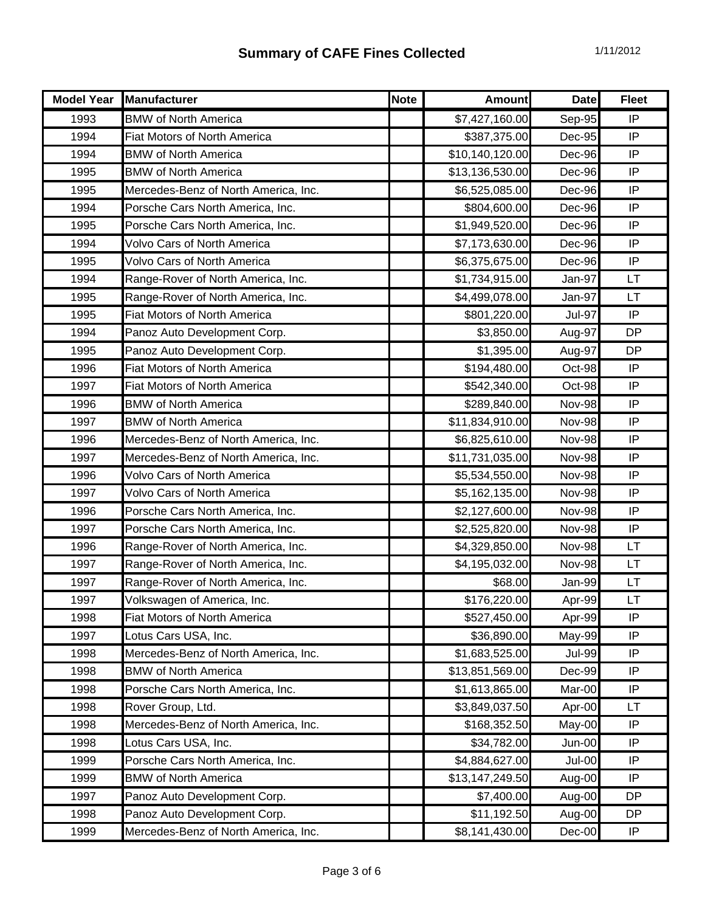# Summary of CAFE Fines Collected

1/11/2012

| Model Year | Manufacturer | Note | Amount | Date | Fleet |
|---|---|---|---|---|---|
| 1993 | BMW of North America | | $7,427,160.00 | Sep-95 | IP |
| 1994 | Fiat Motors of North America | | $387,375.00 | Dec-95 | IP |
| 1994 | BMW of North America | | $10,140,120.00 | Dec-96 | IP |
| 1995 | BMW of North America | | $13,136,530.00 | Dec-96 | IP |
| 1995 | Mercedes-Benz of North America, Inc. | | $6,525,085.00 | Dec-96 | IP |
| 1994 | Porsche Cars North America, Inc. | | $804,600.00 | Dec-96 | IP |
| 1995 | Porsche Cars North America, Inc. | | $1,949,520.00 | Dec-96 | IP |
| 1994 | Volvo Cars of North America | | $7,173,630.00 | Dec-96 | IP |
| 1995 | Volvo Cars of North America | | $6,375,675.00 | Dec-96 | IP |
| 1994 | Range-Rover of North America, Inc. | | $1,734,915.00 | Jan-97 | LT |
| 1995 | Range-Rover of North America, Inc. | | $4,499,078.00 | Jan-97 | LT |
| 1995 | Fiat Motors of North America | | $801,220.00 | Jul-97 | IP |
| 1994 | Panoz Auto Development Corp. | | $3,850.00 | Aug-97 | DP |
| 1995 | Panoz Auto Development Corp. | | $1,395.00 | Aug-97 | DP |
| 1996 | Fiat Motors of North America | | $194,480.00 | Oct-98 | IP |
| 1997 | Fiat Motors of North America | | $542,340.00 | Oct-98 | IP |
| 1996 | BMW of North America | | $289,840.00 | Nov-98 | IP |
| 1997 | BMW of North America | | $11,834,910.00 | Nov-98 | IP |
| 1996 | Mercedes-Benz of North America, Inc. | | $6,825,610.00 | Nov-98 | IP |
| 1997 | Mercedes-Benz of North America, Inc. | | $11,731,035.00 | Nov-98 | IP |
| 1996 | Volvo Cars of North America | | $5,534,550.00 | Nov-98 | IP |
| 1997 | Volvo Cars of North America | | $5,162,135.00 | Nov-98 | IP |
| 1996 | Porsche Cars North America, Inc. | | $2,127,600.00 | Nov-98 | IP |
| 1997 | Porsche Cars North America, Inc. | | $2,525,820.00 | Nov-98 | IP |
| 1996 | Range-Rover of North America, Inc. | | $4,329,850.00 | Nov-98 | LT |
| 1997 | Range-Rover of North America, Inc. | | $4,195,032.00 | Nov-98 | LT |
| 1997 | Range-Rover of North America, Inc. | | $68.00 | Jan-99 | LT |
| 1997 | Volkswagen of America, Inc. | | $176,220.00 | Apr-99 | LT |
| 1998 | Fiat Motors of North America | | $527,450.00 | Apr-99 | IP |
| 1997 | Lotus Cars USA, Inc. | | $36,890.00 | May-99 | IP |
| 1998 | Mercedes-Benz of North America, Inc. | | $1,683,525.00 | Jul-99 | IP |
| 1998 | BMW of North America | | $13,851,569.00 | Dec-99 | IP |
| 1998 | Porsche Cars North America, Inc. | | $1,613,865.00 | Mar-00 | IP |
| 1998 | Rover Group, Ltd. | | $3,849,037.50 | Apr-00 | LT |
| 1998 | Mercedes-Benz of North America, Inc. | | $168,352.50 | May-00 | IP |
| 1998 | Lotus Cars USA, Inc. | | $34,782.00 | Jun-00 | IP |
| 1999 | Porsche Cars North America, Inc. | | $4,884,627.00 | Jul-00 | IP |
| 1999 | BMW of North America | | $13,147,249.50 | Aug-00 | IP |
| 1997 | Panoz Auto Development Corp. | | $7,400.00 | Aug-00 | DP |
| 1998 | Panoz Auto Development Corp. | | $11,192.50 | Aug-00 | DP |
| 1999 | Mercedes-Benz of North America, Inc. | | $8,141,430.00 | Dec-00 | IP |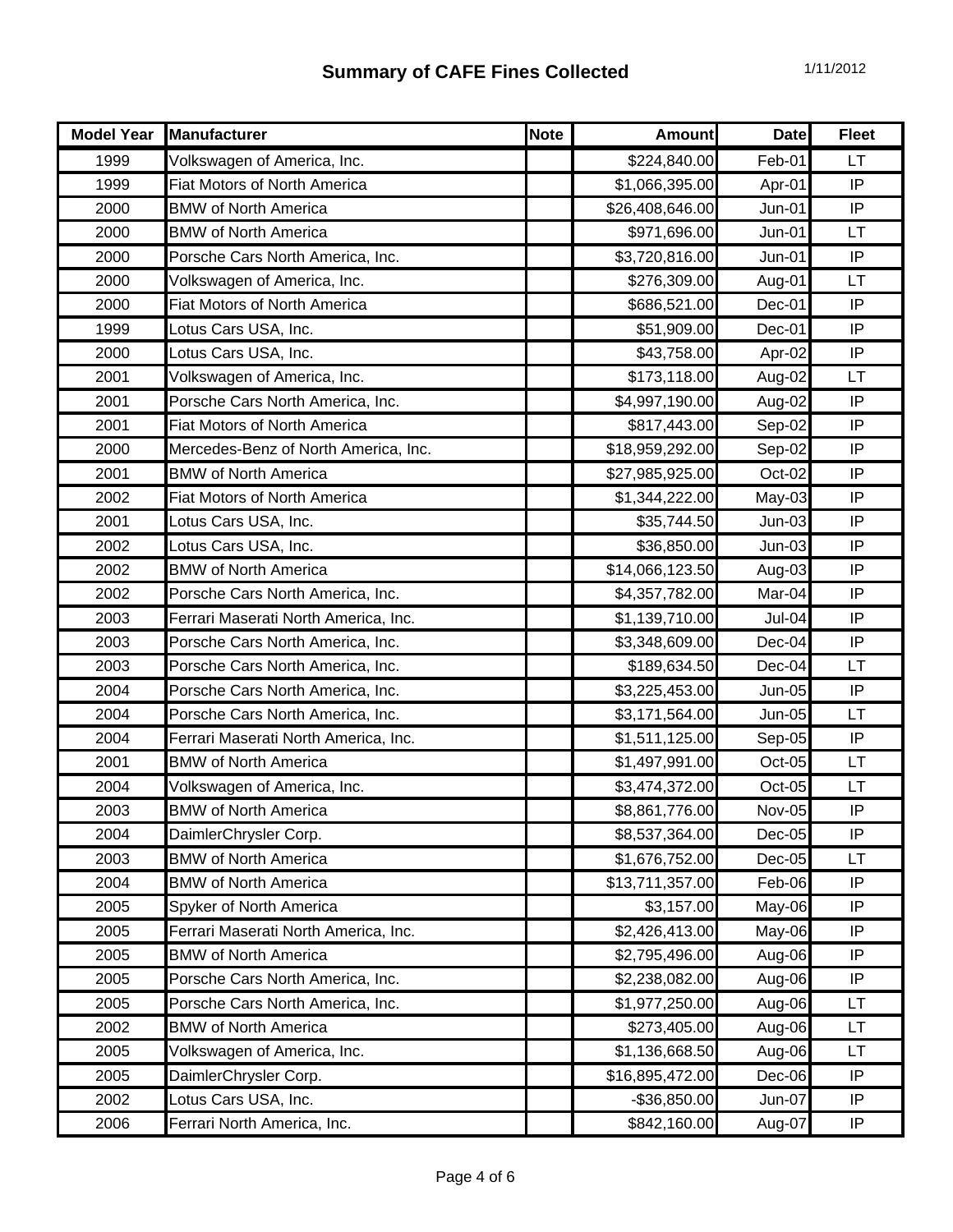## Summary of CAFE Fines Collected

1/11/2012

| Model Year | Manufacturer | Note | Amount | Date | Fleet |
|---|---|---|---|---|---|
| 1999 | Volkswagen of America, Inc. | | $224,840.00 | Feb-01 | LT |
| 1999 | Fiat Motors of North America | | $1,066,395.00 | Apr-01 | IP |
| 2000 | BMW of North America | | $26,408,646.00 | Jun-01 | IP |
| 2000 | BMW of North America | | $971,696.00 | Jun-01 | LT |
| 2000 | Porsche Cars North America, Inc. | | $3,720,816.00 | Jun-01 | IP |
| 2000 | Volkswagen of America, Inc. | | $276,309.00 | Aug-01 | LT |
| 2000 | Fiat Motors of North America | | $686,521.00 | Dec-01 | IP |
| 1999 | Lotus Cars USA, Inc. | | $51,909.00 | Dec-01 | IP |
| 2000 | Lotus Cars USA, Inc. | | $43,758.00 | Apr-02 | IP |
| 2001 | Volkswagen of America, Inc. | | $173,118.00 | Aug-02 | LT |
| 2001 | Porsche Cars North America, Inc. | | $4,997,190.00 | Aug-02 | IP |
| 2001 | Fiat Motors of North America | | $817,443.00 | Sep-02 | IP |
| 2000 | Mercedes-Benz of North America, Inc. | | $18,959,292.00 | Sep-02 | IP |
| 2001 | BMW of North America | | $27,985,925.00 | Oct-02 | IP |
| 2002 | Fiat Motors of North America | | $1,344,222.00 | May-03 | IP |
| 2001 | Lotus Cars USA, Inc. | | $35,744.50 | Jun-03 | IP |
| 2002 | Lotus Cars USA, Inc. | | $36,850.00 | Jun-03 | IP |
| 2002 | BMW of North America | | $14,066,123.50 | Aug-03 | IP |
| 2002 | Porsche Cars North America, Inc. | | $4,357,782.00 | Mar-04 | IP |
| 2003 | Ferrari Maserati North America, Inc. | | $1,139,710.00 | Jul-04 | IP |
| 2003 | Porsche Cars North America, Inc. | | $3,348,609.00 | Dec-04 | IP |
| 2003 | Porsche Cars North America, Inc. | | $189,634.50 | Dec-04 | LT |
| 2004 | Porsche Cars North America, Inc. | | $3,225,453.00 | Jun-05 | IP |
| 2004 | Porsche Cars North America, Inc. | | $3,171,564.00 | Jun-05 | LT |
| 2004 | Ferrari Maserati North America, Inc. | | $1,511,125.00 | Sep-05 | IP |
| 2001 | BMW of North America | | $1,497,991.00 | Oct-05 | LT |
| 2004 | Volkswagen of America, Inc. | | $3,474,372.00 | Oct-05 | LT |
| 2003 | BMW of North America | | $8,861,776.00 | Nov-05 | IP |
| 2004 | DaimlerChrysler Corp. | | $8,537,364.00 | Dec-05 | IP |
| 2003 | BMW of North America | | $1,676,752.00 | Dec-05 | LT |
| 2004 | BMW of North America | | $13,711,357.00 | Feb-06 | IP |
| 2005 | Spyker of North America | | $3,157.00 | May-06 | IP |
| 2005 | Ferrari Maserati North America, Inc. | | $2,426,413.00 | May-06 | IP |
| 2005 | BMW of North America | | $2,795,496.00 | Aug-06 | IP |
| 2005 | Porsche Cars North America, Inc. | | $2,238,082.00 | Aug-06 | IP |
| 2005 | Porsche Cars North America, Inc. | | $1,977,250.00 | Aug-06 | LT |
| 2002 | BMW of North America | | $273,405.00 | Aug-06 | LT |
| 2005 | Volkswagen of America, Inc. | | $1,136,668.50 | Aug-06 | LT |
| 2005 | DaimlerChrysler Corp. | | $16,895,472.00 | Dec-06 | IP |
| 2002 | Lotus Cars USA, Inc. | | -$36,850.00 | Jun-07 | IP |
| 2006 | Ferrari North America, Inc. | | $842,160.00 | Aug-07 | IP |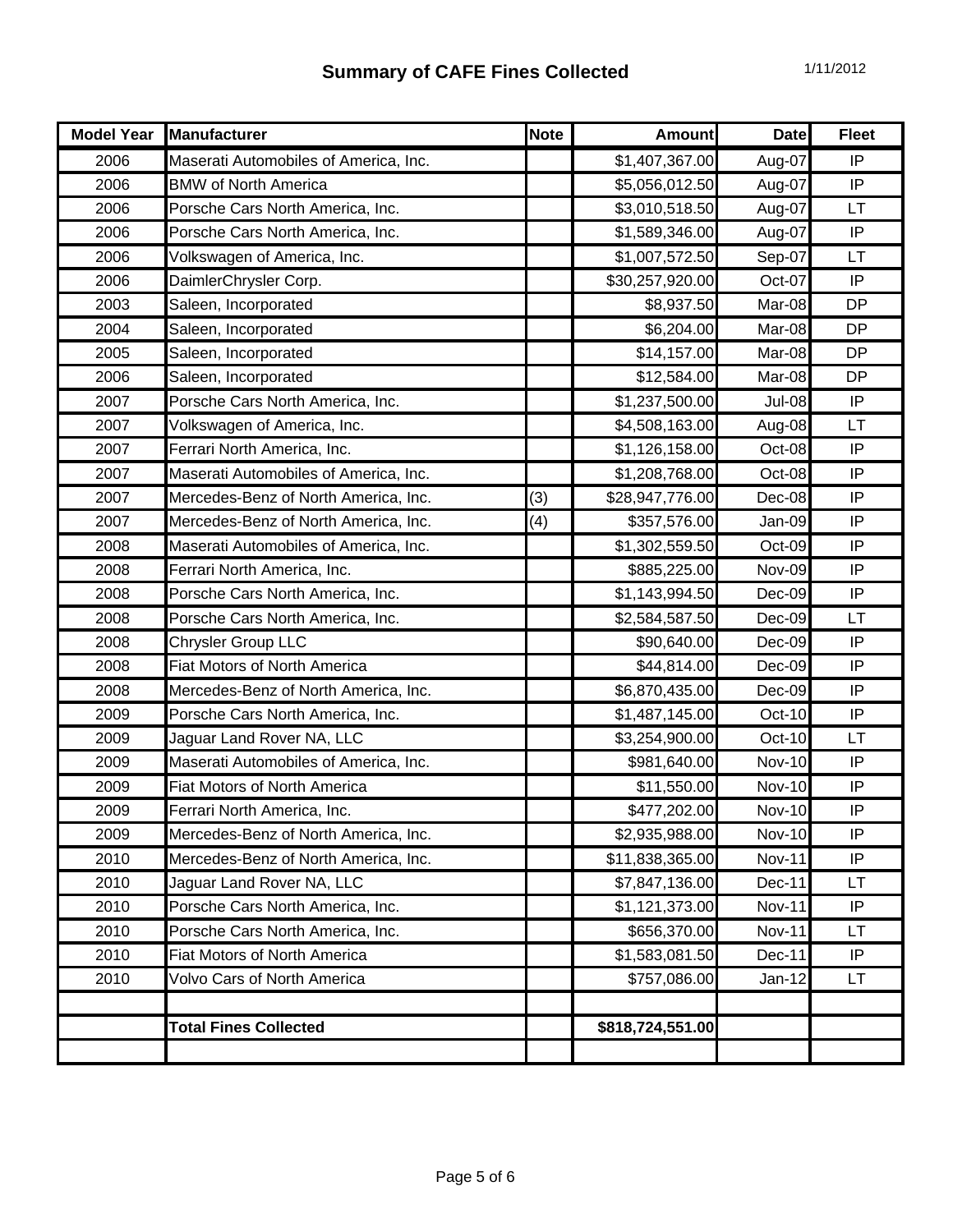# Summary of CAFE Fines Collected

1/11/2012

| Model Year | Manufacturer | Note | Amount | Date | Fleet |
|---|---|---|---|---|---|
| 2006 | Maserati Automobiles of America, Inc. | | $1,407,367.00 | Aug-07 | IP |
| 2006 | BMW of North America | | $5,056,012.50 | Aug-07 | IP |
| 2006 | Porsche Cars North America, Inc. | | $3,010,518.50 | Aug-07 | LT |
| 2006 | Porsche Cars North America, Inc. | | $1,589,346.00 | Aug-07 | IP |
| 2006 | Volkswagen of America, Inc. | | $1,007,572.50 | Sep-07 | LT |
| 2006 | DaimlerChrysler Corp. | | $30,257,920.00 | Oct-07 | IP |
| 2003 | Saleen, Incorporated | | $8,937.50 | Mar-08 | DP |
| 2004 | Saleen, Incorporated | | $6,204.00 | Mar-08 | DP |
| 2005 | Saleen, Incorporated | | $14,157.00 | Mar-08 | DP |
| 2006 | Saleen, Incorporated | | $12,584.00 | Mar-08 | DP |
| 2007 | Porsche Cars North America, Inc. | | $1,237,500.00 | Jul-08 | IP |
| 2007 | Volkswagen of America, Inc. | | $4,508,163.00 | Aug-08 | LT |
| 2007 | Ferrari North America, Inc. | | $1,126,158.00 | Oct-08 | IP |
| 2007 | Maserati Automobiles of America, Inc. | | $1,208,768.00 | Oct-08 | IP |
| 2007 | Mercedes-Benz of North America, Inc. | (3) | $28,947,776.00 | Dec-08 | IP |
| 2007 | Mercedes-Benz of North America, Inc. | (4) | $357,576.00 | Jan-09 | IP |
| 2008 | Maserati Automobiles of America, Inc. | | $1,302,559.50 | Oct-09 | IP |
| 2008 | Ferrari North America, Inc. | | $885,225.00 | Nov-09 | IP |
| 2008 | Porsche Cars North America, Inc. | | $1,143,994.50 | Dec-09 | IP |
| 2008 | Porsche Cars North America, Inc. | | $2,584,587.50 | Dec-09 | LT |
| 2008 | Chrysler Group LLC | | $90,640.00 | Dec-09 | IP |
| 2008 | Fiat Motors of North America | | $44,814.00 | Dec-09 | IP |
| 2008 | Mercedes-Benz of North America, Inc. | | $6,870,435.00 | Dec-09 | IP |
| 2009 | Porsche Cars North America, Inc. | | $1,487,145.00 | Oct-10 | IP |
| 2009 | Jaguar Land Rover NA, LLC | | $3,254,900.00 | Oct-10 | LT |
| 2009 | Maserati Automobiles of America, Inc. | | $981,640.00 | Nov-10 | IP |
| 2009 | Fiat Motors of North America | | $11,550.00 | Nov-10 | IP |
| 2009 | Ferrari North America, Inc. | | $477,202.00 | Nov-10 | IP |
| 2009 | Mercedes-Benz of North America, Inc. | | $2,935,988.00 | Nov-10 | IP |
| 2010 | Mercedes-Benz of North America, Inc. | | $11,838,365.00 | Nov-11 | IP |
| 2010 | Jaguar Land Rover NA, LLC | | $7,847,136.00 | Dec-11 | LT |
| 2010 | Porsche Cars North America, Inc. | | $1,121,373.00 | Nov-11 | IP |
| 2010 | Porsche Cars North America, Inc. | | $656,370.00 | Nov-11 | LT |
| 2010 | Fiat Motors of North America | | $1,583,081.50 | Dec-11 | IP |
| 2010 | Volvo Cars of North America | | $757,086.00 | Jan-12 | LT |
| | | | | | |
| | **Total Fines Collected** | | **$818,724,551.00** | | |
| | | | | | |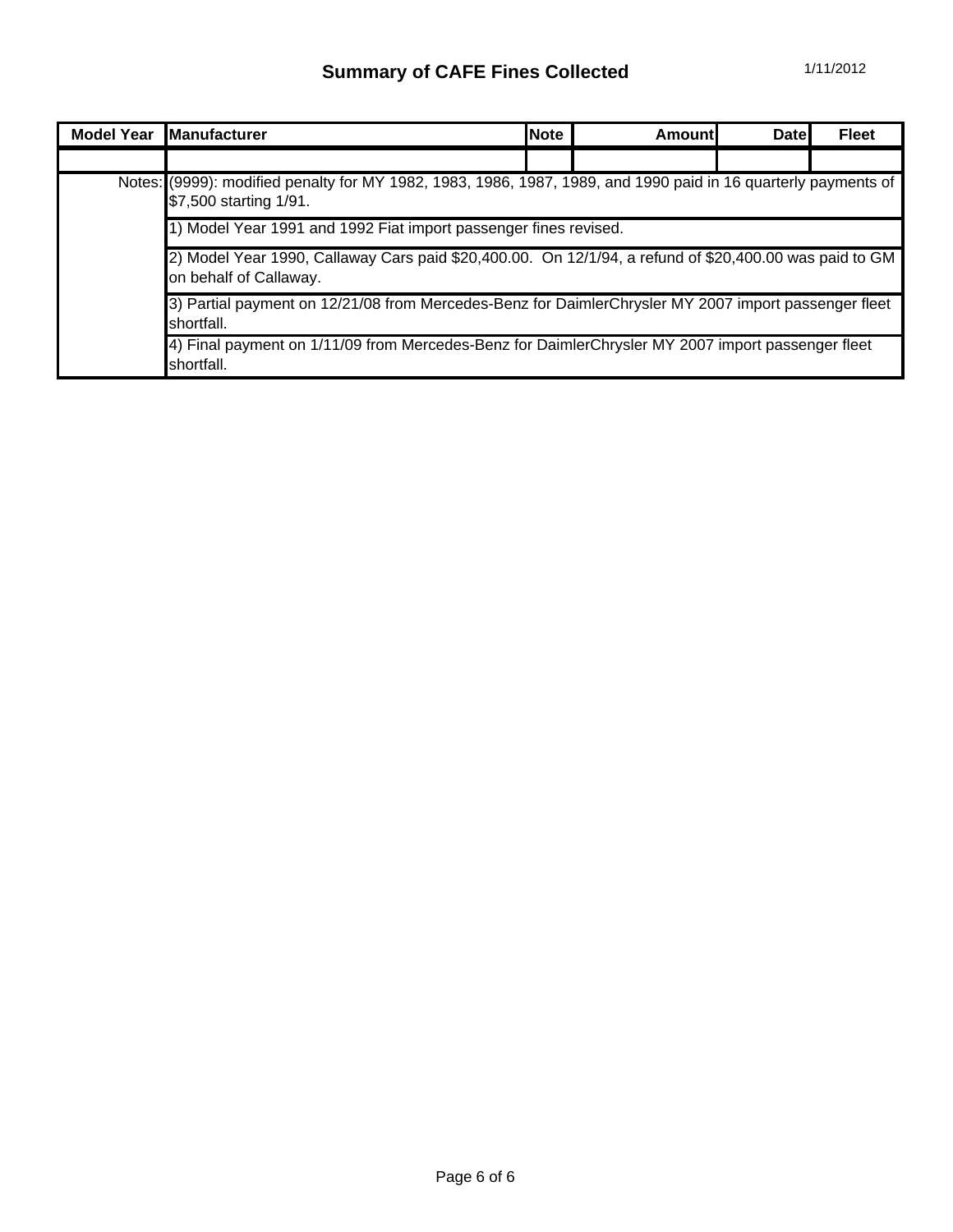## Summary of CAFE Fines Collected

1/11/2012

| Model Year | Manufacturer | Note | Amount | Date | Fleet |
|---|---|---|---|---|---|
| | | | | | |

Notes: (9999): modified penalty for MY 1982, 1983, 1986, 1987, 1989, and 1990 paid in 16 quarterly payments of $7,500 starting 1/91.

1) Model Year 1991 and 1992 Fiat import passenger fines revised.

2) Model Year 1990, Callaway Cars paid $20,400.00. On 12/1/94, a refund of $20,400.00 was paid to GM on behalf of Callaway.

3) Partial payment on 12/21/08 from Mercedes-Benz for DaimlerChrysler MY 2007 import passenger fleet shortfall.

4) Final payment on 1/11/09 from Mercedes-Benz for DaimlerChrysler MY 2007 import passenger fleet shortfall.